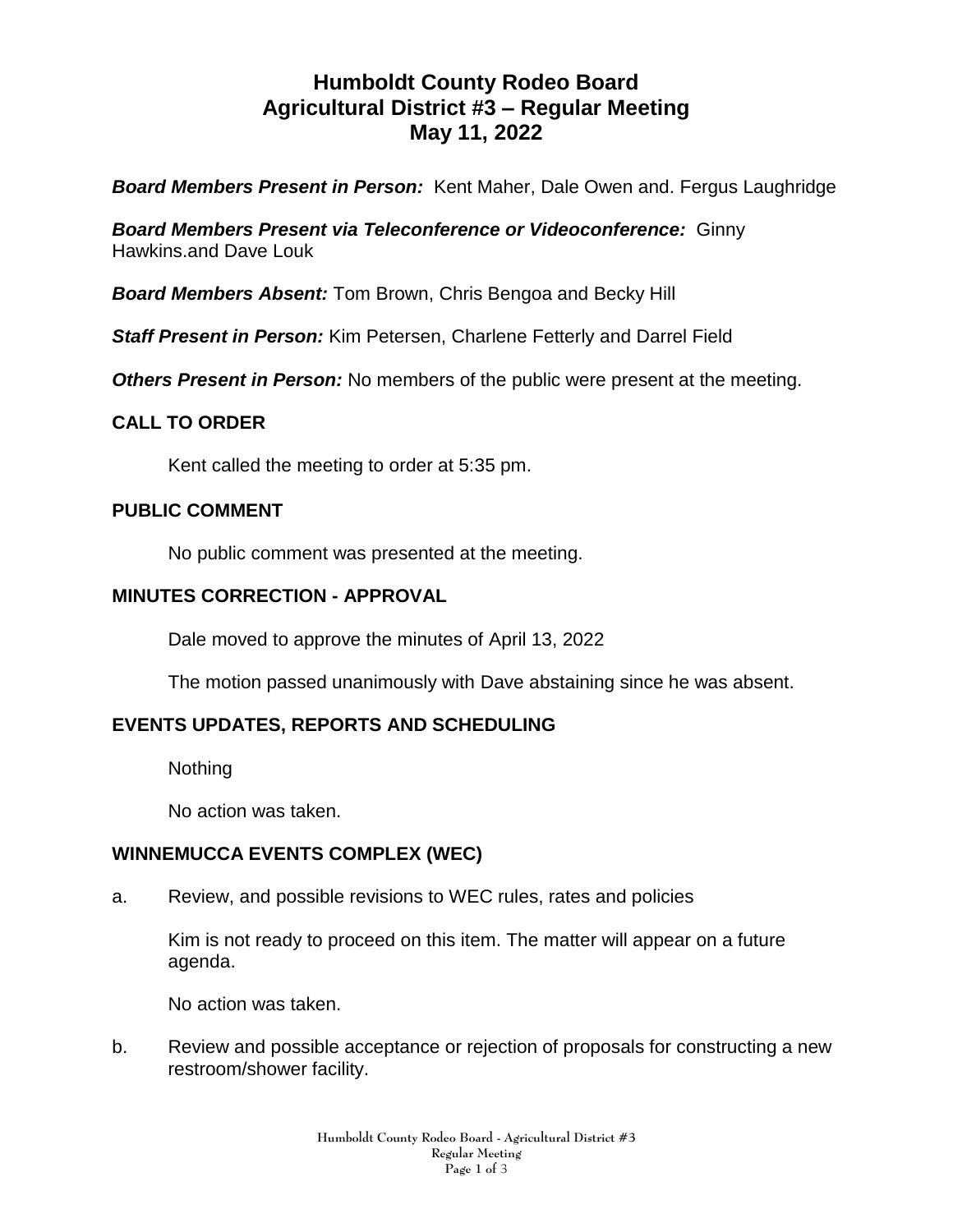# Humboldt County Rodeo Board
# Agricultural District #3 – Regular Meeting
# May 11, 2022

***Board Members Present in Person:*** Kent Maher, Dale Owen and. Fergus Laughridge

***Board Members Present via Teleconference or Videoconference:*** Ginny Hawkins.and Dave Louk

***Board Members Absent:*** Tom Brown, Chris Bengoa and Becky Hill

***Staff Present in Person:*** Kim Petersen, Charlene Fetterly and Darrel Field

***Others Present in Person:*** No members of the public were present at the meeting.

## CALL TO ORDER

Kent called the meeting to order at 5:35 pm.

## PUBLIC COMMENT

No public comment was presented at the meeting.

## MINUTES CORRECTION - APPROVAL

Dale moved to approve the minutes of April 13, 2022

The motion passed unanimously with Dave abstaining since he was absent.

## EVENTS UPDATES, REPORTS AND SCHEDULING

Nothing

No action was taken.

## WINNEMUCCA EVENTS COMPLEX (WEC)

a. Review, and possible revisions to WEC rules, rates and policies

   Kim is not ready to proceed on this item. The matter will appear on a future agenda.

   No action was taken.

b. Review and possible acceptance or rejection of proposals for constructing a new restroom/shower facility.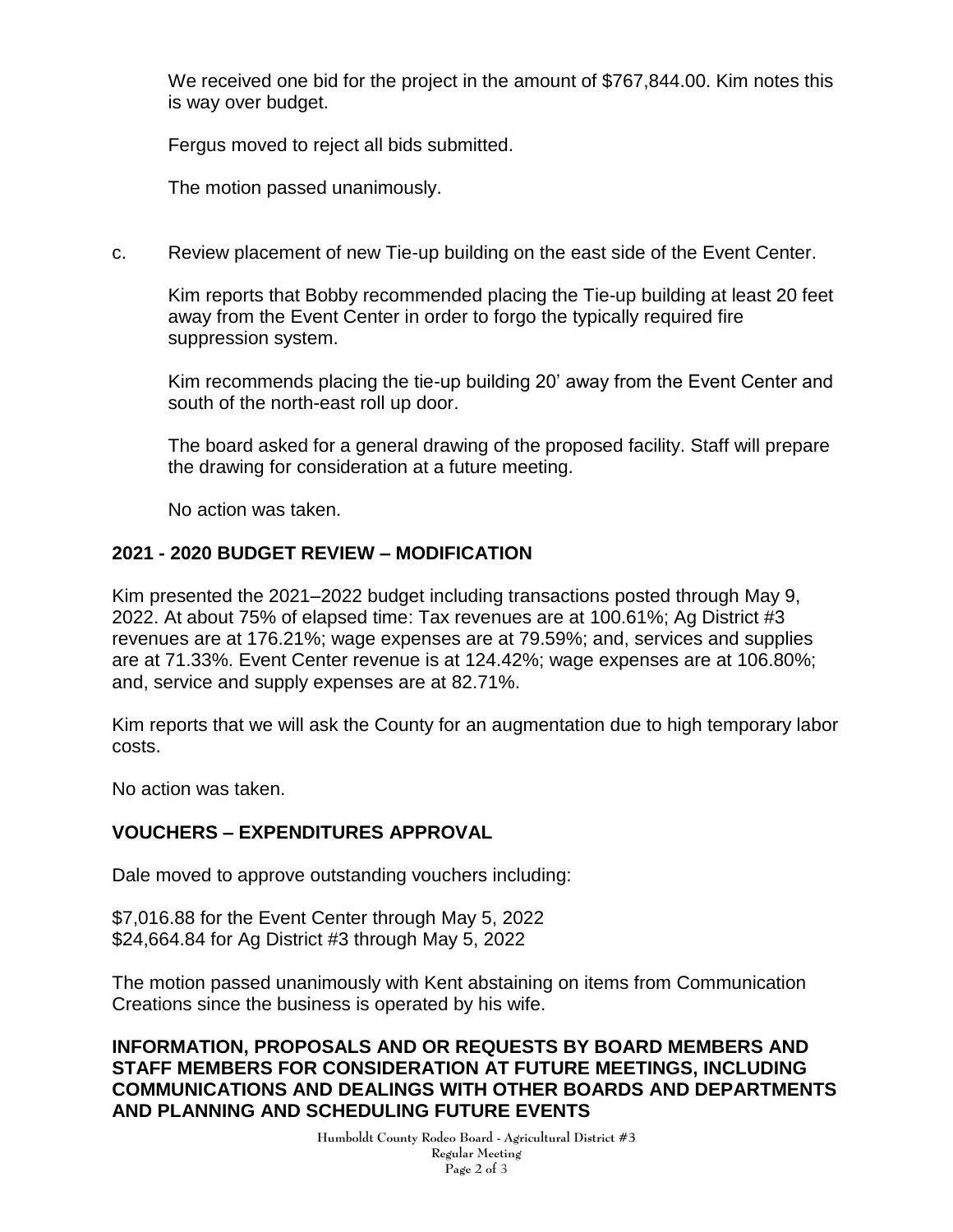We received one bid for the project in the amount of $767,844.00. Kim notes this is way over budget.

Fergus moved to reject all bids submitted.

The motion passed unanimously.

c. Review placement of new Tie-up building on the east side of the Event Center.

Kim reports that Bobby recommended placing the Tie-up building at least 20 feet away from the Event Center in order to forgo the typically required fire suppression system.

Kim recommends placing the tie-up building 20' away from the Event Center and south of the north-east roll up door.

The board asked for a general drawing of the proposed facility. Staff will prepare the drawing for consideration at a future meeting.

No action was taken.

## 2021 - 2020 BUDGET REVIEW – MODIFICATION

Kim presented the 2021–2022 budget including transactions posted through May 9, 2022. At about 75% of elapsed time: Tax revenues are at 100.61%; Ag District #3 revenues are at 176.21%; wage expenses are at 79.59%; and, services and supplies are at 71.33%. Event Center revenue is at 124.42%; wage expenses are at 106.80%; and, service and supply expenses are at 82.71%.

Kim reports that we will ask the County for an augmentation due to high temporary labor costs.

No action was taken.

## VOUCHERS – EXPENDITURES APPROVAL

Dale moved to approve outstanding vouchers including:

$7,016.88 for the Event Center through May 5, 2022
$24,664.84 for Ag District #3 through May 5, 2022

The motion passed unanimously with Kent abstaining on items from Communication Creations since the business is operated by his wife.

## INFORMATION, PROPOSALS AND OR REQUESTS BY BOARD MEMBERS AND STAFF MEMBERS FOR CONSIDERATION AT FUTURE MEETINGS, INCLUDING COMMUNICATIONS AND DEALINGS WITH OTHER BOARDS AND DEPARTMENTS AND PLANNING AND SCHEDULING FUTURE EVENTS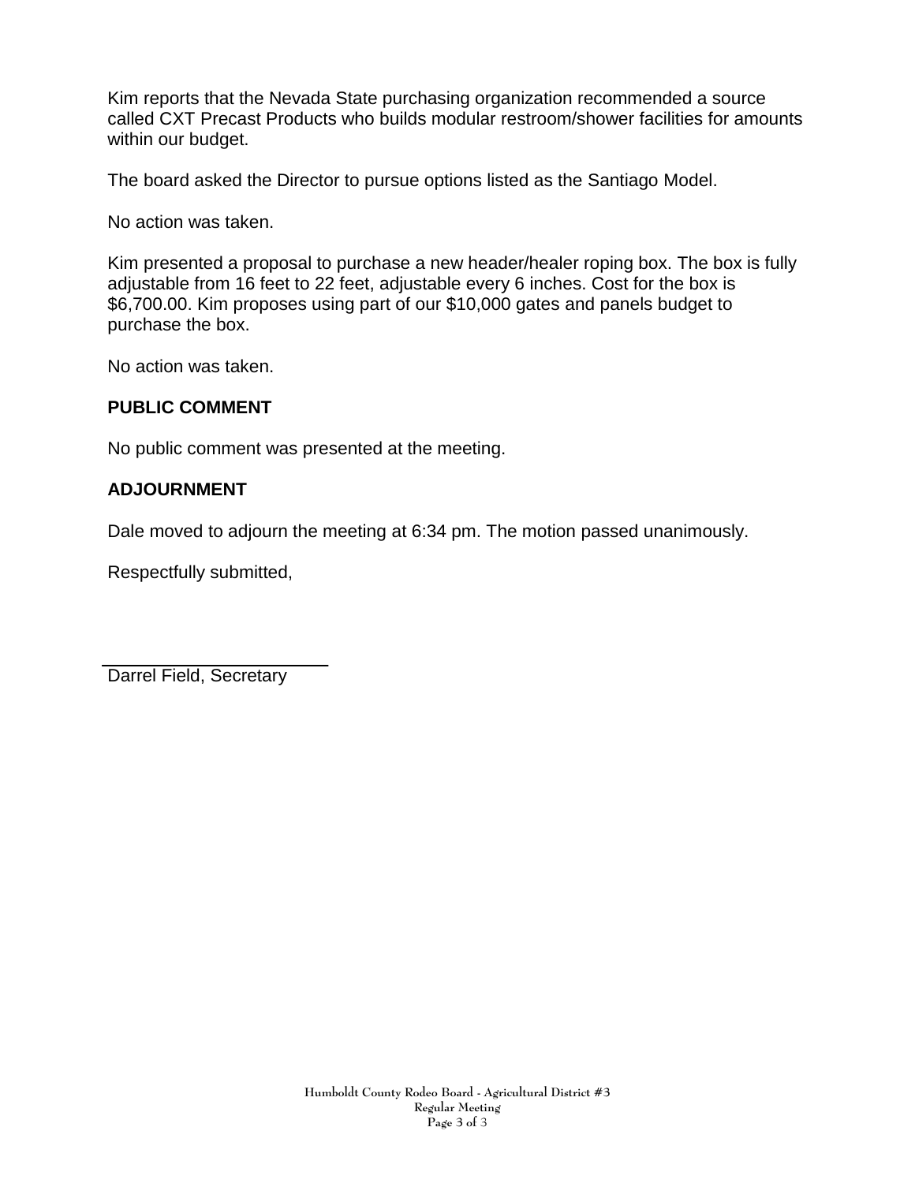Kim reports that the Nevada State purchasing organization recommended a source called CXT Precast Products who builds modular restroom/shower facilities for amounts within our budget.

The board asked the Director to pursue options listed as the Santiago Model.

No action was taken.

Kim presented a proposal to purchase a new header/healer roping box. The box is fully adjustable from 16 feet to 22 feet, adjustable every 6 inches. Cost for the box is $6,700.00. Kim proposes using part of our $10,000 gates and panels budget to purchase the box.

No action was taken.

**PUBLIC COMMENT**

No public comment was presented at the meeting.

**ADJOURNMENT**

Dale moved to adjourn the meeting at 6:34 pm. The motion passed unanimously.

Respectfully submitted,

\_\_\_\_\_\_\_\_\_\_\_\_\_\_\_\_\_\_\_\_\_\_\_\_

Darrel Field, Secretary